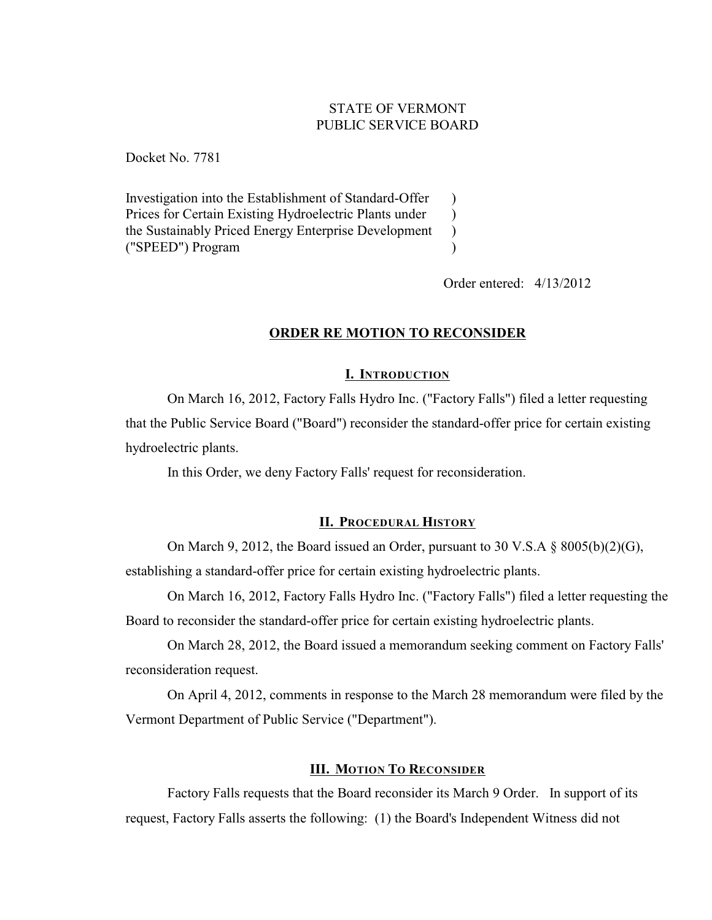STATE OF VERMONT
PUBLIC SERVICE BOARD

Docket No. 7781

Investigation into the Establishment of Standard-Offer Prices for Certain Existing Hydroelectric Plants under the Sustainably Priced Energy Enterprise Development ("SPEED") Program

Order entered: 4/13/2012

## ORDER RE MOTION TO RECONSIDER

### I. Introduction

On March 16, 2012, Factory Falls Hydro Inc. ("Factory Falls") filed a letter requesting that the Public Service Board ("Board") reconsider the standard-offer price for certain existing hydroelectric plants.

In this Order, we deny Factory Falls' request for reconsideration.

### II. Procedural History

On March 9, 2012, the Board issued an Order, pursuant to 30 V.S.A § 8005(b)(2)(G), establishing a standard-offer price for certain existing hydroelectric plants.

On March 16, 2012, Factory Falls Hydro Inc. ("Factory Falls") filed a letter requesting the Board to reconsider the standard-offer price for certain existing hydroelectric plants.

On March 28, 2012, the Board issued a memorandum seeking comment on Factory Falls' reconsideration request.

On April 4, 2012, comments in response to the March 28 memorandum were filed by the Vermont Department of Public Service ("Department").

### III. Motion To Reconsider

Factory Falls requests that the Board reconsider its March 9 Order. In support of its request, Factory Falls asserts the following: (1) the Board's Independent Witness did not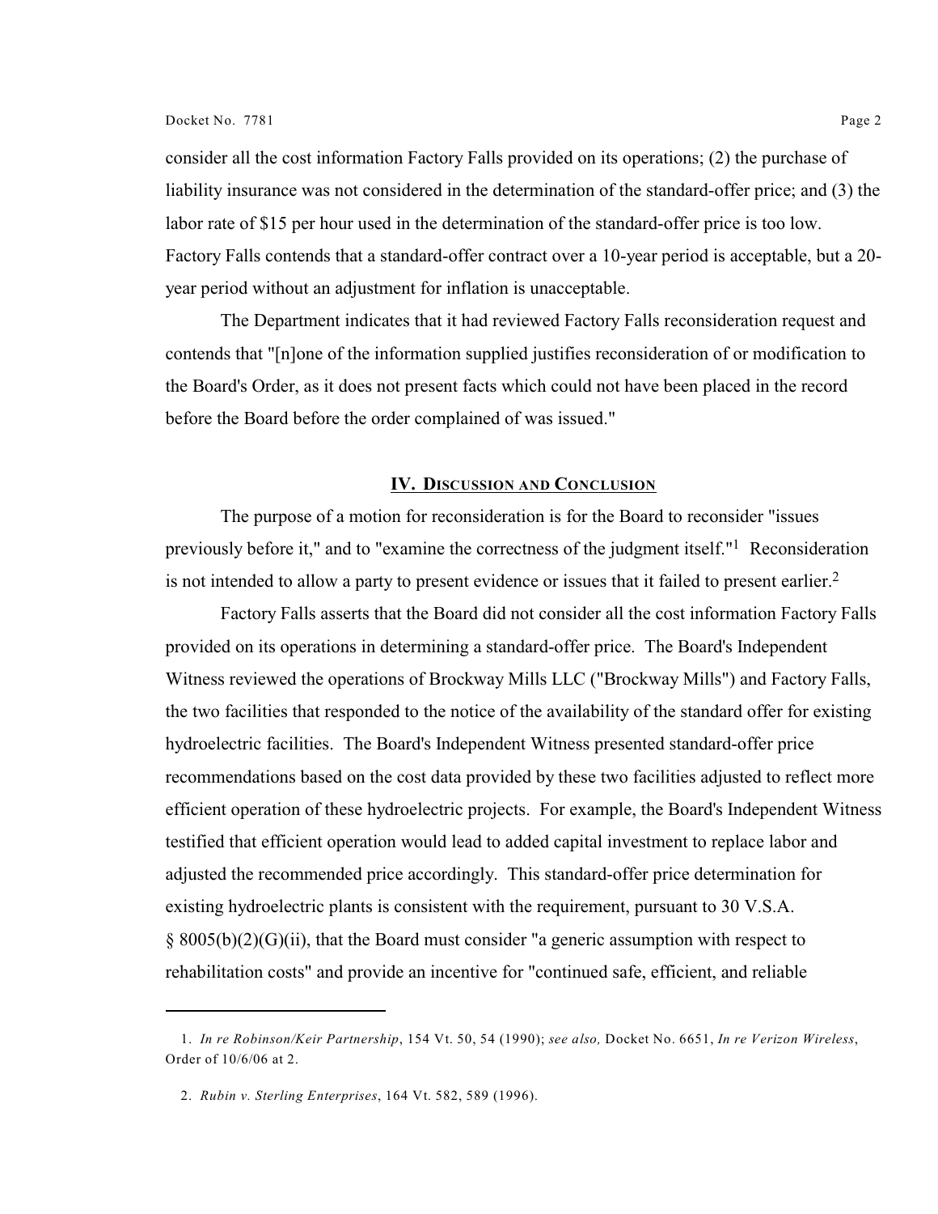consider all the cost information Factory Falls provided on its operations; (2) the purchase of liability insurance was not considered in the determination of the standard-offer price; and (3) the labor rate of $15 per hour used in the determination of the standard-offer price is too low. Factory Falls contends that a standard-offer contract over a 10-year period is acceptable, but a 20-year period without an adjustment for inflation is unacceptable.

The Department indicates that it had reviewed Factory Falls reconsideration request and contends that "[n]one of the information supplied justifies reconsideration of or modification to the Board's Order, as it does not present facts which could not have been placed in the record before the Board before the order complained of was issued."

## IV. Discussion and Conclusion

The purpose of a motion for reconsideration is for the Board to reconsider "issues previously before it," and to "examine the correctness of the judgment itself."[1] Reconsideration is not intended to allow a party to present evidence or issues that it failed to present earlier.[2]

Factory Falls asserts that the Board did not consider all the cost information Factory Falls provided on its operations in determining a standard-offer price. The Board's Independent Witness reviewed the operations of Brockway Mills LLC ("Brockway Mills") and Factory Falls, the two facilities that responded to the notice of the availability of the standard offer for existing hydroelectric facilities. The Board's Independent Witness presented standard-offer price recommendations based on the cost data provided by these two facilities adjusted to reflect more efficient operation of these hydroelectric projects. For example, the Board's Independent Witness testified that efficient operation would lead to added capital investment to replace labor and adjusted the recommended price accordingly. This standard-offer price determination for existing hydroelectric plants is consistent with the requirement, pursuant to 30 V.S.A. § 8005(b)(2)(G)(ii), that the Board must consider "a generic assumption with respect to rehabilitation costs" and provide an incentive for "continued safe, efficient, and reliable

---

1. *In re Robinson/Keir Partnership*, 154 Vt. 50, 54 (1990); *see also,* Docket No. 6651, *In re Verizon Wireless*, Order of 10/6/06 at 2.

2. *Rubin v. Sterling Enterprises*, 164 Vt. 582, 589 (1996).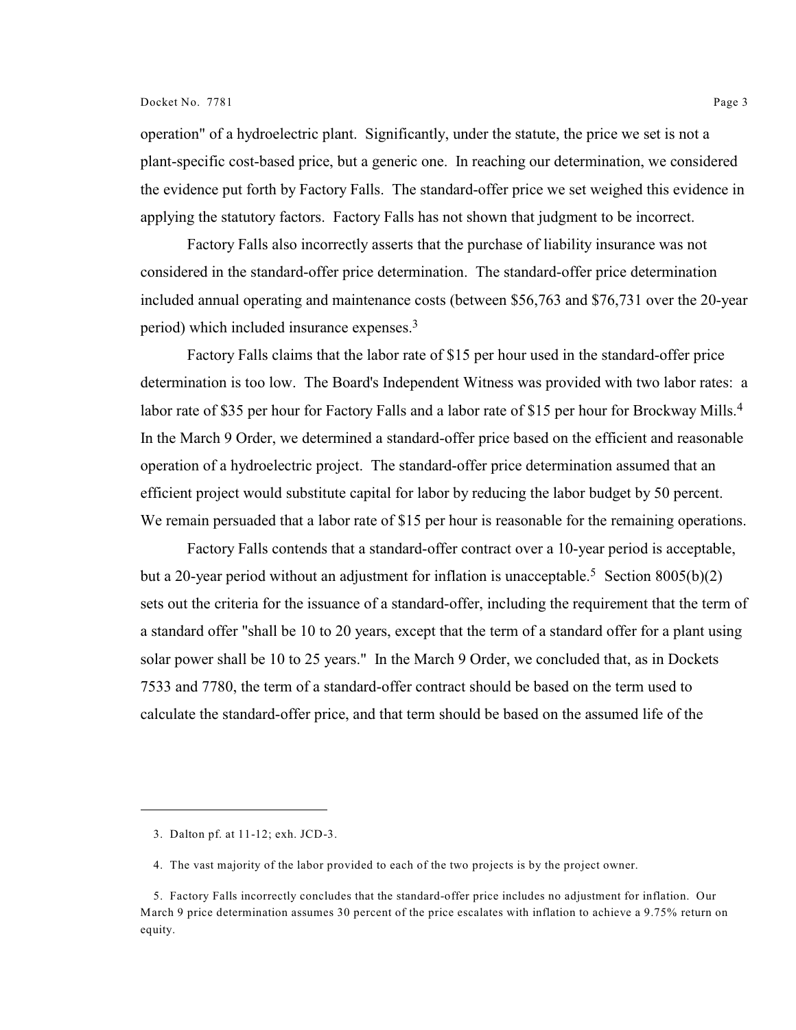operation" of a hydroelectric plant. Significantly, under the statute, the price we set is not a plant-specific cost-based price, but a generic one. In reaching our determination, we considered the evidence put forth by Factory Falls. The standard-offer price we set weighed this evidence in applying the statutory factors. Factory Falls has not shown that judgment to be incorrect.

Factory Falls also incorrectly asserts that the purchase of liability insurance was not considered in the standard-offer price determination. The standard-offer price determination included annual operating and maintenance costs (between $56,763 and $76,731 over the 20-year period) which included insurance expenses.[3]

Factory Falls claims that the labor rate of $15 per hour used in the standard-offer price determination is too low. The Board's Independent Witness was provided with two labor rates: a labor rate of $35 per hour for Factory Falls and a labor rate of $15 per hour for Brockway Mills.[4] In the March 9 Order, we determined a standard-offer price based on the efficient and reasonable operation of a hydroelectric project. The standard-offer price determination assumed that an efficient project would substitute capital for labor by reducing the labor budget by 50 percent. We remain persuaded that a labor rate of $15 per hour is reasonable for the remaining operations.

Factory Falls contends that a standard-offer contract over a 10-year period is acceptable, but a 20-year period without an adjustment for inflation is unacceptable.[5] Section 8005(b)(2) sets out the criteria for the issuance of a standard-offer, including the requirement that the term of a standard offer "shall be 10 to 20 years, except that the term of a standard offer for a plant using solar power shall be 10 to 25 years." In the March 9 Order, we concluded that, as in Dockets 7533 and 7780, the term of a standard-offer contract should be based on the term used to calculate the standard-offer price, and that term should be based on the assumed life of the

---

3. Dalton pf. at 11-12; exh. JCD-3.

4. The vast majority of the labor provided to each of the two projects is by the project owner.

5. Factory Falls incorrectly concludes that the standard-offer price includes no adjustment for inflation. Our March 9 price determination assumes 30 percent of the price escalates with inflation to achieve a 9.75% return on equity.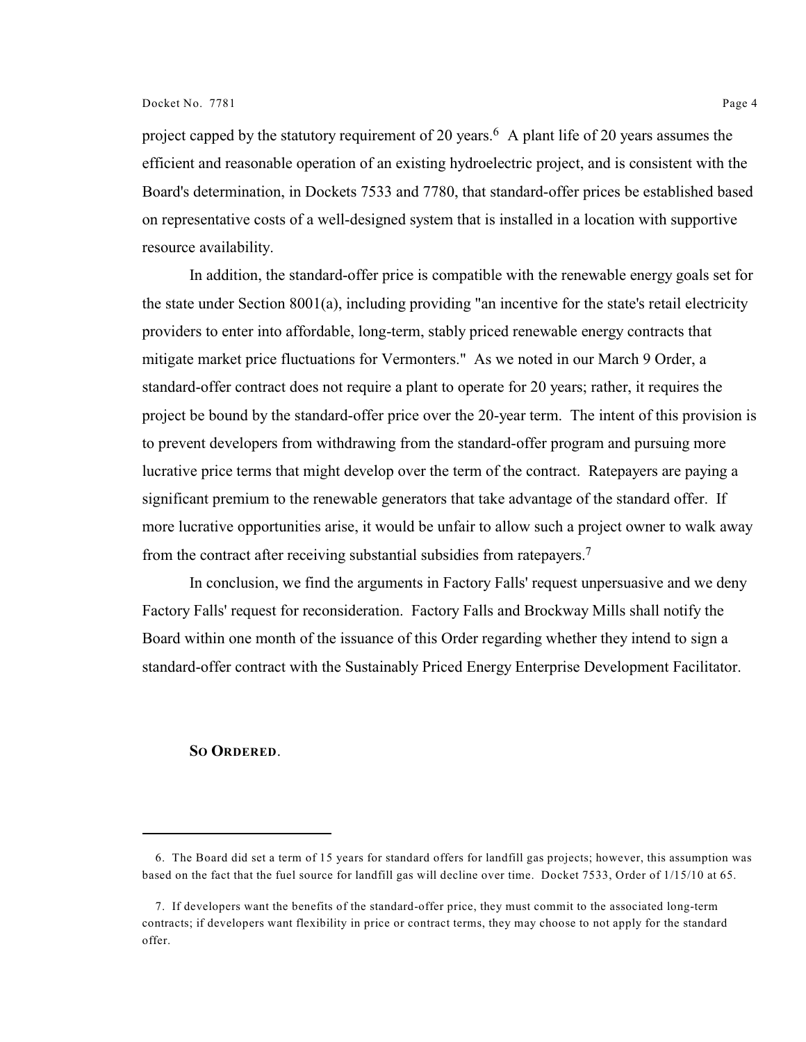project capped by the statutory requirement of 20 years.[6] A plant life of 20 years assumes the efficient and reasonable operation of an existing hydroelectric project, and is consistent with the Board's determination, in Dockets 7533 and 7780, that standard-offer prices be established based on representative costs of a well-designed system that is installed in a location with supportive resource availability.

In addition, the standard-offer price is compatible with the renewable energy goals set for the state under Section 8001(a), including providing "an incentive for the state's retail electricity providers to enter into affordable, long-term, stably priced renewable energy contracts that mitigate market price fluctuations for Vermonters." As we noted in our March 9 Order, a standard-offer contract does not require a plant to operate for 20 years; rather, it requires the project be bound by the standard-offer price over the 20-year term. The intent of this provision is to prevent developers from withdrawing from the standard-offer program and pursuing more lucrative price terms that might develop over the term of the contract. Ratepayers are paying a significant premium to the renewable generators that take advantage of the standard offer. If more lucrative opportunities arise, it would be unfair to allow such a project owner to walk away from the contract after receiving substantial subsidies from ratepayers.[7]

In conclusion, we find the arguments in Factory Falls' request unpersuasive and we deny Factory Falls' request for reconsideration. Factory Falls and Brockway Mills shall notify the Board within one month of the issuance of this Order regarding whether they intend to sign a standard-offer contract with the Sustainably Priced Energy Enterprise Development Facilitator.

**So Ordered.**

---

6. The Board did set a term of 15 years for standard offers for landfill gas projects; however, this assumption was based on the fact that the fuel source for landfill gas will decline over time. Docket 7533, Order of 1/15/10 at 65.

7. If developers want the benefits of the standard-offer price, they must commit to the associated long-term contracts; if developers want flexibility in price or contract terms, they may choose to not apply for the standard offer.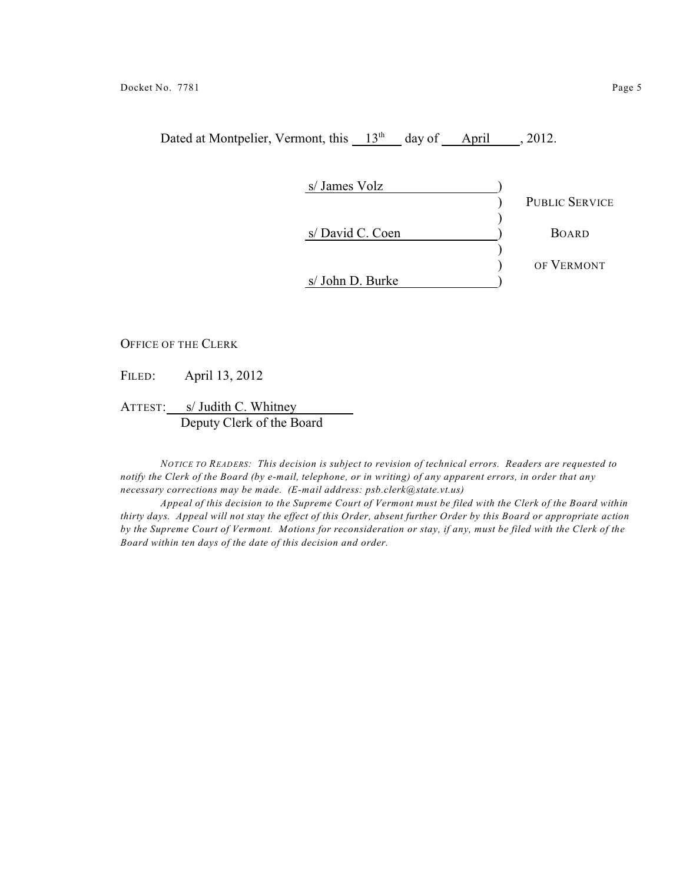Dated at Montpelier, Vermont, this 13th day of April, 2012.

| | | |
|---|---|---|
| s/ James Volz | ) | PUBLIC SERVICE |
| | ) | |
| s/ David C. Coen | ) | BOARD |
| | ) | |
| | ) | OF VERMONT |
| s/ John D. Burke | ) | |

OFFICE OF THE CLERK

FILED: April 13, 2012

ATTEST: s/ Judith C. Whitney
Deputy Clerk of the Board

*NOTICE TO READERS: This decision is subject to revision of technical errors. Readers are requested to notify the Clerk of the Board (by e-mail, telephone, or in writing) of any apparent errors, in order that any necessary corrections may be made. (E-mail address: psb.clerk@state.vt.us)*

*Appeal of this decision to the Supreme Court of Vermont must be filed with the Clerk of the Board within thirty days. Appeal will not stay the effect of this Order, absent further Order by this Board or appropriate action by the Supreme Court of Vermont. Motions for reconsideration or stay, if any, must be filed with the Clerk of the Board within ten days of the date of this decision and order.*